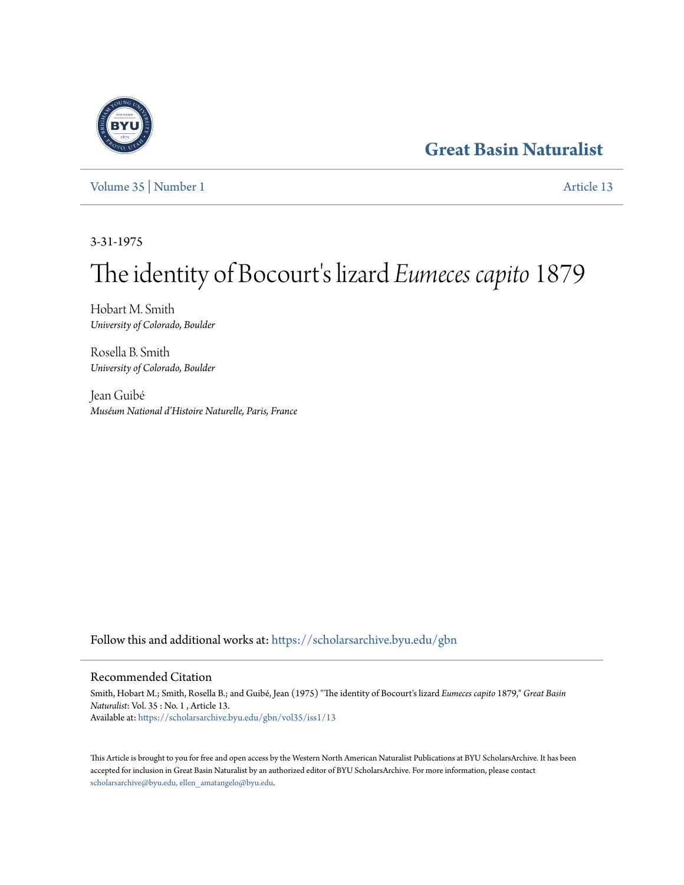# Great Basin Naturalist

Volume 35 | Number 1 Article 13

3-31-1975

# The identity of Bocourt's lizard *Eumeces capito* 1879

Hobart M. Smith
*University of Colorado, Boulder*

Rosella B. Smith
*University of Colorado, Boulder*

Jean Guibé
*Muséum National d'Histoire Naturelle, Paris, France*

Follow this and additional works at: https://scholarsarchive.byu.edu/gbn

## Recommended Citation

Smith, Hobart M.; Smith, Rosella B.; and Guibé, Jean (1975) "The identity of Bocourt's lizard *Eumeces capito* 1879," *Great Basin Naturalist*: Vol. 35 : No. 1 , Article 13.
Available at: https://scholarsarchive.byu.edu/gbn/vol35/iss1/13

This Article is brought to you for free and open access by the Western North American Naturalist Publications at BYU ScholarsArchive. It has been accepted for inclusion in Great Basin Naturalist by an authorized editor of BYU ScholarsArchive. For more information, please contact scholarsarchive@byu.edu, ellen_amatangelo@byu.edu.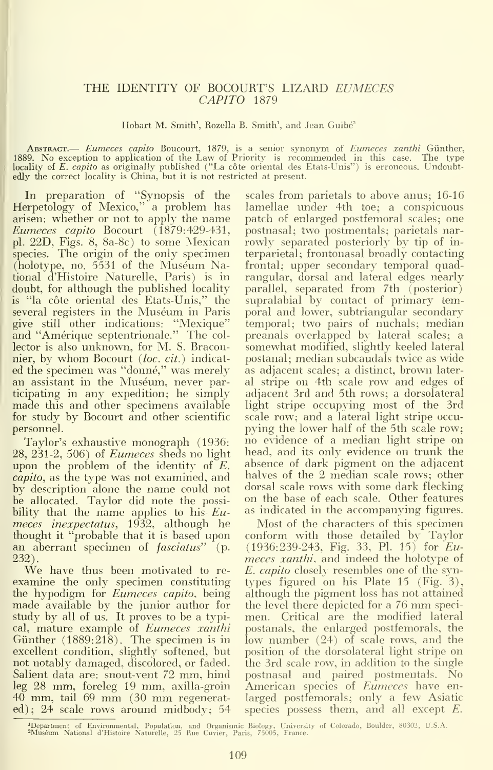# THE IDENTITY OF BOCOURT'S LIZARD *EUMECES CAPITO* 1879

Hobart M. Smith[1], Rozella B. Smith[1], and Jean Guibé[2]

ABSTRACT.— *Eumeces capito* Boucourt, 1879, is a senior synonym of *Eumeces xanthi* Günther, 1889. No exception to application of the Law of Priority is recommended in this case. The type locality of *E. capito* as originally published ("La côte oriental des Etats-Unis") is erroneous. Undoubtedly the correct locality is China, but it is not restricted at present.

In preparation of "Synopsis of the Herpetology of Mexico," a problem has arisen: whether or not to apply the name *Eumeces capito* Bocourt (1879:429-431, pl. 22D, Figs. 8, 8a-8c) to some Mexican species. The origin of the only specimen (holotype, no. 5531 of the Muséum National d'Histoire Naturelle, Paris) is in doubt, for although the published locality is "la côte oriental des Etats-Unis," the several registers in the Muséum in Paris give still other indications: "Mexique" and "Amérique septentrionale." The collector is also unknown, for M. S. Braconnier, by whom Bocourt (*loc. cit.*) indicated the specimen was "donné," was merely an assistant in the Muséum, never participating in any expedition; he simply made this and other specimens available for study by Bocourt and other scientific personnel.

Taylor's exhaustive monograph (1936: 28, 231-2, 506) of *Eumeces* sheds no light upon the problem of the identity of *E. capito*, as the type was not examined, and by description alone the name could not be allocated. Taylor did note the possibility that the name applies to his *Eumeces inexpectatus*, 1932, although he thought it "probable that it is based upon an aberrant specimen of *fasciatus*" (p. 232).

We have thus been motivated to reexamine the only specimen constituting the hypodigm for *Eumeces capito*, being made available by the junior author for study by all of us. It proves to be a typical, mature example of *Eumeces xanthi* Günther (1889:218). The specimen is in excellent condition, slightly softened, but not notably damaged, discolored, or faded. Salient data are: snout-vent 72 mm, hind leg 28 mm, foreleg 19 mm, axilla-groin 40 mm, tail 69 mm (30 mm regenerated); 24 scale rows around midbody; 54 scales from parietals to above anus; 16-16 lamellae under 4th toe; a conspicuous patch of enlarged postfemoral scales; one postnasal; two postmentals; parietals narrowly separated posteriorly by tip of interparietal; frontonasal broadly contacting frontal; upper secondary temporal quadrangular, dorsal and lateral edges nearly parallel, separated from 7th (posterior) supralabial by contact of primary temporal and lower, subtriangular secondary temporal; two pairs of nuchals; median preanals overlapped by lateral scales; a somewhat modified, slightly keeled lateral postanal; median subcaudals twice as wide as adjacent scales; a distinct, brown lateral stripe on 4th scale row and edges of adjacent 3rd and 5th rows; a dorsolateral light stripe occupying most of the 3rd scale row; and a lateral light stripe occupying the lower half of the 5th scale row; no evidence of a median light stripe on head, and its only evidence on trunk the absence of dark pigment on the adjacent halves of the 2 median scale rows; other dorsal scale rows with some dark flecking on the base of each scale. Other features as indicated in the accompanying figures.

Most of the characters of this specimen conform with those detailed by Taylor (1936:239-243, Fig. 33, Pl. 15) for *Eumeces xanthi*, and indeed the holotype of *E. capito* closely resembles one of the syntypes figured on his Plate 15 (Fig. 3), although the pigment loss has not attained the level there depicted for a 76 mm specimen. Critical are the modified lateral postanals, the enlarged postfemorals, the low number (24) of scale rows, and the position of the dorsolateral light stripe on the 3rd scale row, in addition to the single postnasal and paired postmentals. No American species of *Eumeces* have enlarged postfemorals; only a few Asiatic species possess them, and all except *E.*

[1]Department of Environmental, Population, and Organismic Biology, University of Colorado, Boulder, 80302, U.S.A.
[2]Muséum National d'Histoire Naturelle, 25 Rue Cuvier, Paris, 75005, France.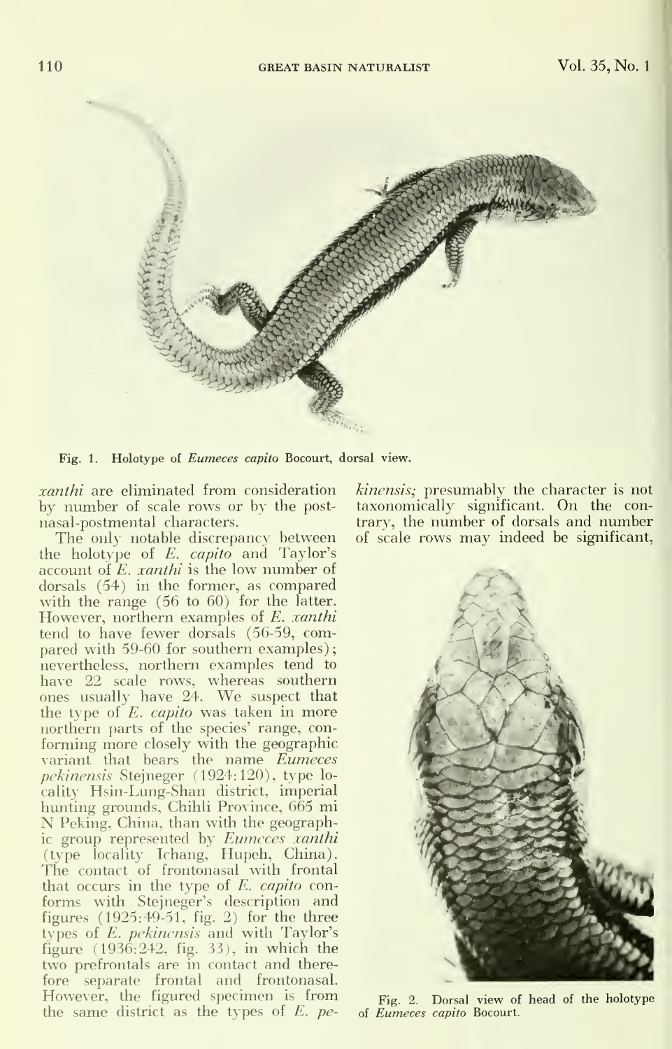Fig. 1. Holotype of *Eumeces capito* Bocourt, dorsal view.

*xanthi* are eliminated from consideration by number of scale rows or by the postnasal-postmental characters.

The only notable discrepancy between the holotype of *E. capito* and Taylor's account of *E. xanthi* is the low number of dorsals (54) in the former, as compared with the range (56 to 60) for the latter. However, northern examples of *E. xanthi* tend to have fewer dorsals (56-59, compared with 59-60 for southern examples); nevertheless, northern examples tend to have 22 scale rows, whereas southern ones usually have 24. We suspect that the type of *E. capito* was taken in more northern parts of the species' range, conforming more closely with the geographic variant that bears the name *Eumeces pekinensis* Stejneger (1924:120), type locality Hsin-Lung-Shan district, imperial hunting grounds, Chihli Province, 665 mi N Peking, China, than with the geographic group represented by *Eumeces xanthi* (type locality Ichang, Hupeh, China). The contact of frontonasal with frontal that occurs in the type of *E. capito* conforms with Stejneger's description and figures (1925:49-51, fig. 2) for the three types of *E. pekinensis* and with Taylor's figure (1936:242, fig. 33), in which the two prefrontals are in contact and therefore separate frontal and frontonasal. However, the figured specimen is from the same district as the types of *E. pekinensis;* presumably the character is not taxonomically significant. On the contrary, the number of dorsals and number of scale rows may indeed be significant,

Fig. 2. Dorsal view of head of the holotype of *Eumeces capito* Bocourt.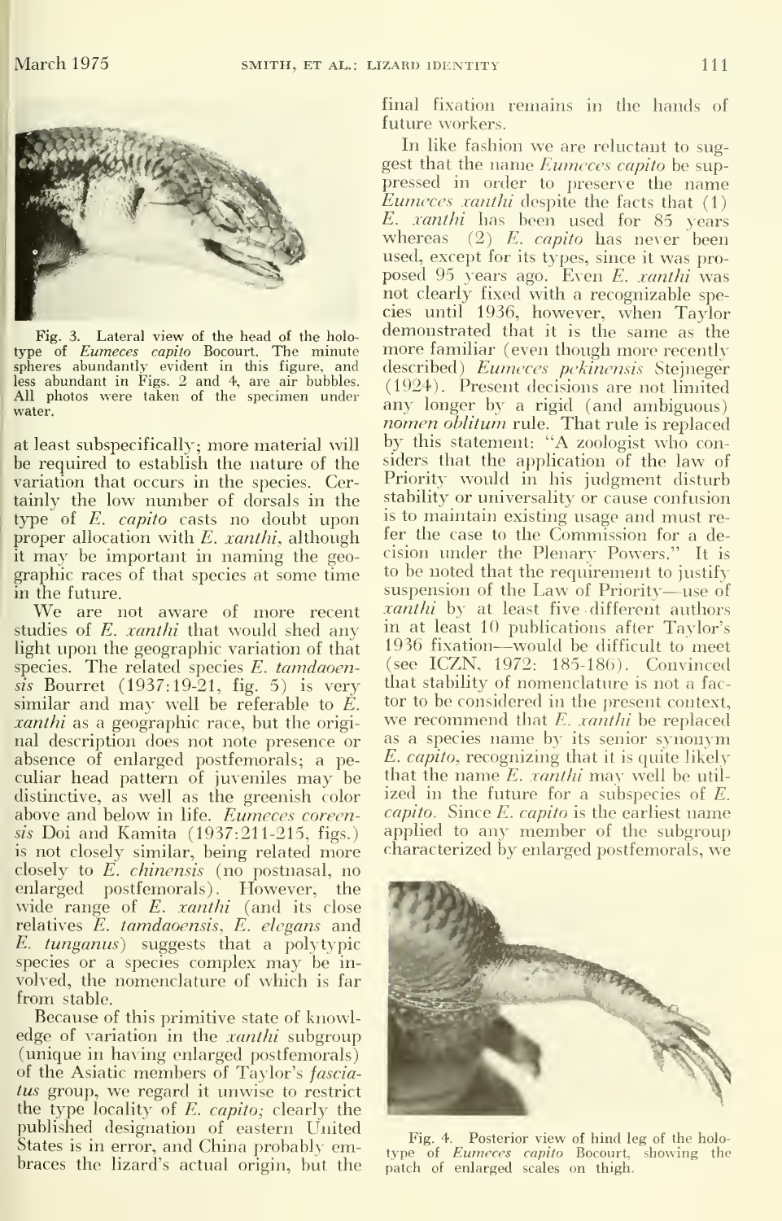Fig. 3. Lateral view of the head of the holotype of *Eumeces capito* Bocourt. The minute spheres abundantly evident in this figure, and less abundant in Figs. 2 and 4, are air bubbles. All photos were taken of the specimen under water.

at least subspecifically; more material will be required to establish the nature of the variation that occurs in the species. Certainly the low number of dorsals in the type of *E. capito* casts no doubt upon proper allocation with *E. xanthi*, although it may be important in naming the geographic races of that species at some time in the future.

We are not aware of more recent studies of *E. xanthi* that would shed any light upon the geographic variation of that species. The related species *E. tamdaoensis* Bourret (1937:19-21, fig. 5) is very similar and may well be referable to *E. xanthi* as a geographic race, but the original description does not note presence or absence of enlarged postfemorals; a peculiar head pattern of juveniles may be distinctive, as well as the greenish color above and below in life. *Eumeces coreensis* Doi and Kamita (1937:211-215, figs.) is not closely similar, being related more closely to *E. chinensis* (no postnasal, no enlarged postfemorals). However, the wide range of *E. xanthi* (and its close relatives *E. tamdaoensis*, *E. elegans* and *E. tunganus*) suggests that a polytypic species or a species complex may be involved, the nomenclature of which is far from stable.

Because of this primitive state of knowledge of variation in the *xanthi* subgroup (unique in having enlarged postfemorals) of the Asiatic members of Taylor's *fasciatus* group, we regard it unwise to restrict the type locality of *E. capito;* clearly the published designation of eastern United States is in error, and China probably embraces the lizard's actual origin, but the final fixation remains in the hands of future workers.

In like fashion we are reluctant to suggest that the name *Eumeces capito* be suppressed in order to preserve the name *Eumeces xanthi* despite the facts that (1) *E. xanthi* has been used for 85 years whereas (2) *E. capito* has never been used, except for its types, since it was proposed 95 years ago. Even *E. xanthi* was not clearly fixed with a recognizable species until 1936, however, when Taylor demonstrated that it is the same as the more familiar (even though more recently described) *Eumeces pekinensis* Stejneger (1924). Present decisions are not limited any longer by a rigid (and ambiguous) *nomen oblitum* rule. That rule is replaced by this statement: "A zoologist who considers that the application of the law of Priority would in his judgment disturb stability or universality or cause confusion is to maintain existing usage and must refer the case to the Commission for a decision under the Plenary Powers." It is to be noted that the requirement to justify suspension of the Law of Priority—use of *xanthi* by at least five different authors in at least 10 publications after Taylor's 1936 fixation—would be difficult to meet (see ICZN, 1972: 185-186). Convinced that stability of nomenclature is not a factor to be considered in the present context, we recommend that *E. xanthi* be replaced as a species name by its senior synonym *E. capito*, recognizing that it is quite likely that the name *E. xanthi* may well be utilized in the future for a subspecies of *E. capito*. Since *E. capito* is the earliest name applied to any member of the subgroup characterized by enlarged postfemorals, we

Fig. 4. Posterior view of hind leg of the holotype of *Eumeces capito* Bocourt, showing the patch of enlarged scales on thigh.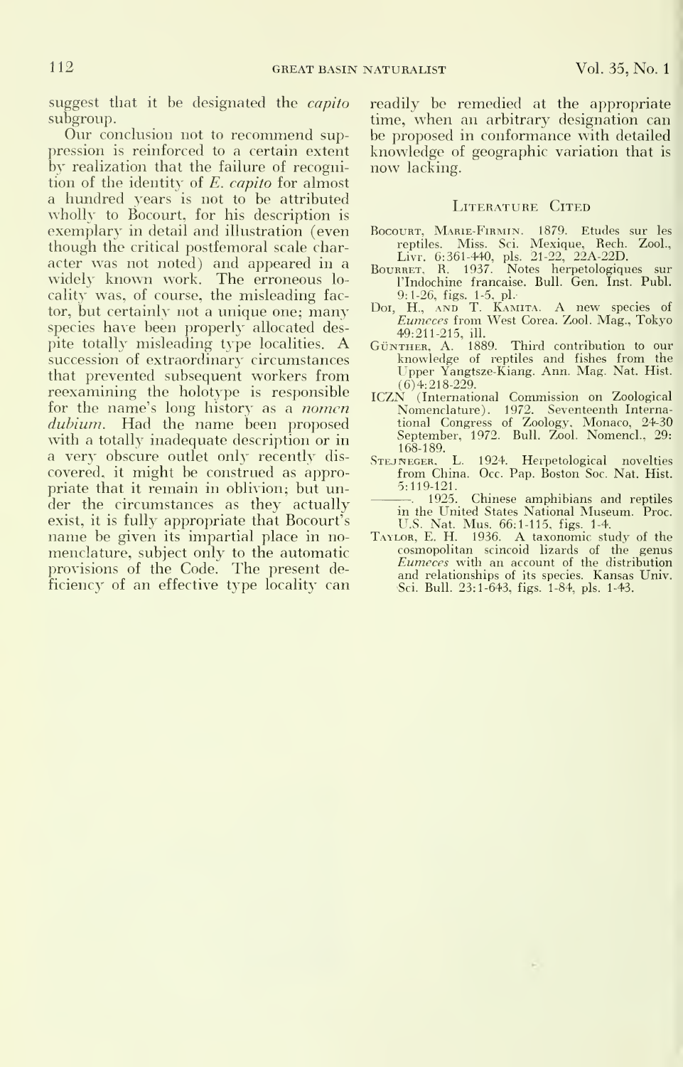suggest that it be designated the *capito* subgroup.

Our conclusion not to recommend suppression is reinforced to a certain extent by realization that the failure of recognition of the identity of *E. capito* for almost a hundred years is not to be attributed wholly to Bocourt, for his description is exemplary in detail and illustration (even though the critical postfemoral scale character was not noted) and appeared in a widely known work. The erroneous locality was, of course, the misleading factor, but certainly not a unique one; many species have been properly allocated despite totally misleading type localities. A succession of extraordinary circumstances that prevented subsequent workers from reexamining the holotype is responsible for the name's long history as a *nomen dubium*. Had the name been proposed with a totally inadequate description or in a very obscure outlet only recently discovered, it might be construed as appropriate that it remain in oblivion; but under the circumstances as they actually exist, it is fully appropriate that Bocourt's name be given its impartial place in nomenclature, subject only to the automatic provisions of the Code. The present deficiency of an effective type locality can readily be remedied at the appropriate time, when an arbitrary designation can be proposed in conformance with detailed knowledge of geographic variation that is now lacking.

## Literature Cited

Bocourt, Marie-Firmin. 1879. Etudes sur les reptiles. Miss. Sci. Mexique, Rech. Zool., Livr. 6:361-440, pls. 21-22, 22A-22D.

Bourret, R. 1937. Notes herpetologiques sur l'Indochine francaise. Bull. Gen. Inst. Publ. 9:1-26, figs. 1-5, pl.

Doi, H., and T. Kamita. A new species of *Eumeces* from West Corea. Zool. Mag., Tokyo 49:211-215, ill.

Günther, A. 1889. Third contribution to our knowledge of reptiles and fishes from the Upper Yangtsze-Kiang. Ann. Mag. Nat. Hist. (6)4:218-229.

ICZN (International Commission on Zoological Nomenclature). 1972. Seventeenth International Congress of Zoology, Monaco, 24-30 September, 1972. Bull. Zool. Nomencl., 29: 168-189.

Stejneger, L. 1924. Herpetological novelties from China. Occ. Pap. Boston Soc. Nat. Hist. 5:119-121.

———. 1925. Chinese amphibians and reptiles in the United States National Museum. Proc. U.S. Nat. Mus. 66:1-115, figs. 1-4.

Taylor, E. H. 1936. A taxonomic study of the cosmopolitan scincoid lizards of the genus *Eumeces* with an account of the distribution and relationships of its species. Kansas Univ. Sci. Bull. 23:1-643, figs. 1-84, pls. 1-43.